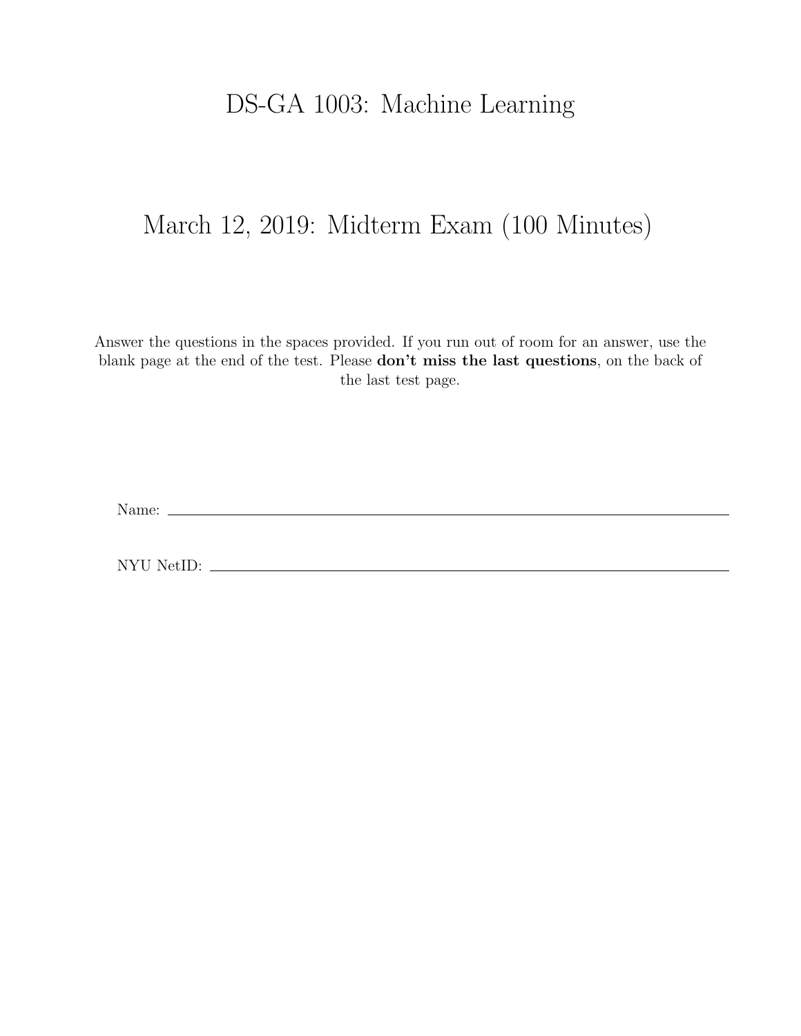# DS-GA 1003: Machine Learning

## March 12, 2019: Midterm Exam (100 Minutes)

Answer the questions in the spaces provided. If you run out of room for an answer, use the blank page at the end of the test. Please **don't miss the last questions**, on the back of the last test page.

Name: ______________________________________________

NYU NetID: ______________________________________________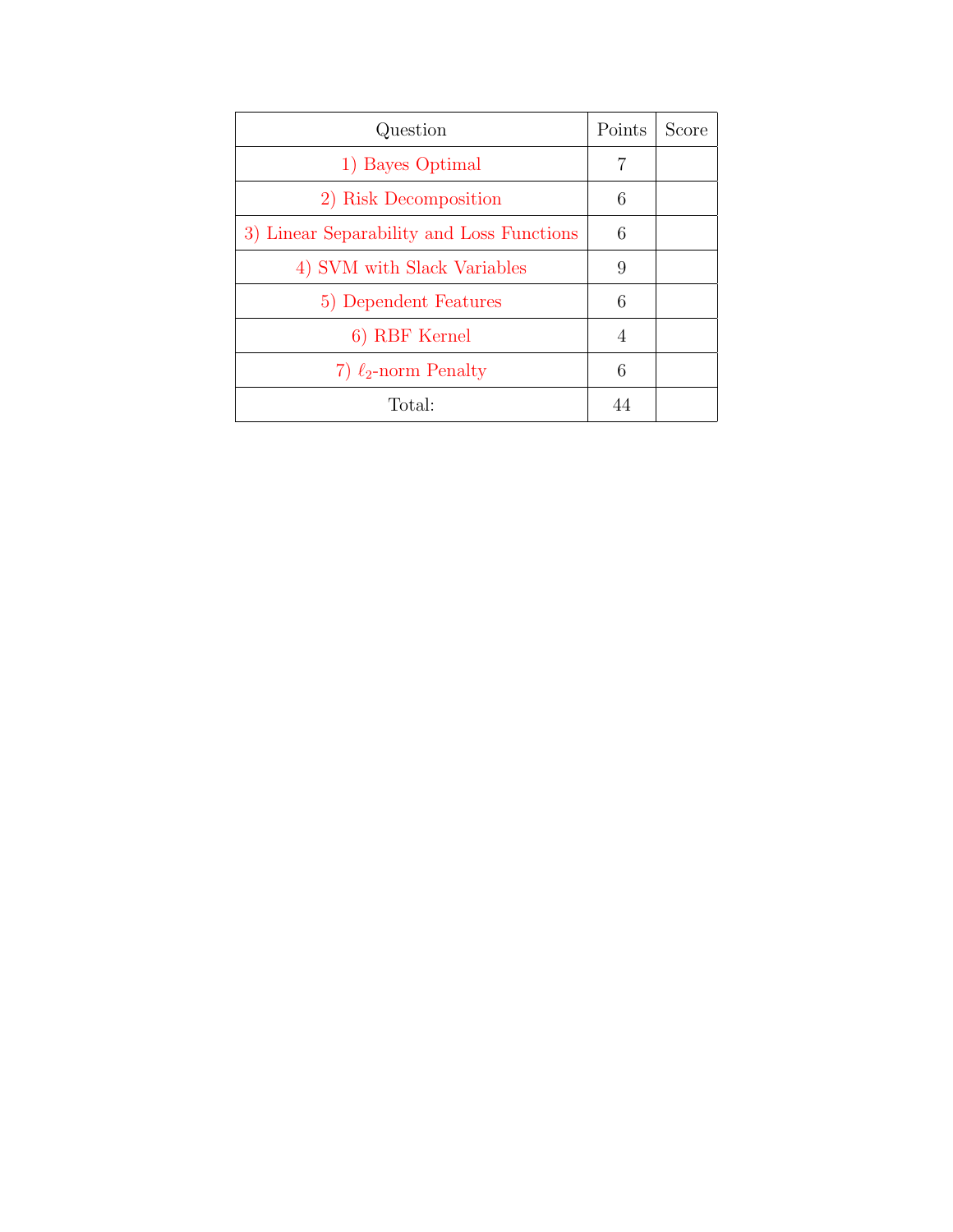| Question | Points | Score |
|---|---|---|
| 1) Bayes Optimal | 7 | |
| 2) Risk Decomposition | 6 | |
| 3) Linear Separability and Loss Functions | 6 | |
| 4) SVM with Slack Variables | 9 | |
| 5) Dependent Features | 6 | |
| 6) RBF Kernel | 4 | |
| 7) $\ell_2$-norm Penalty | 6 | |
| Total: | 44 | |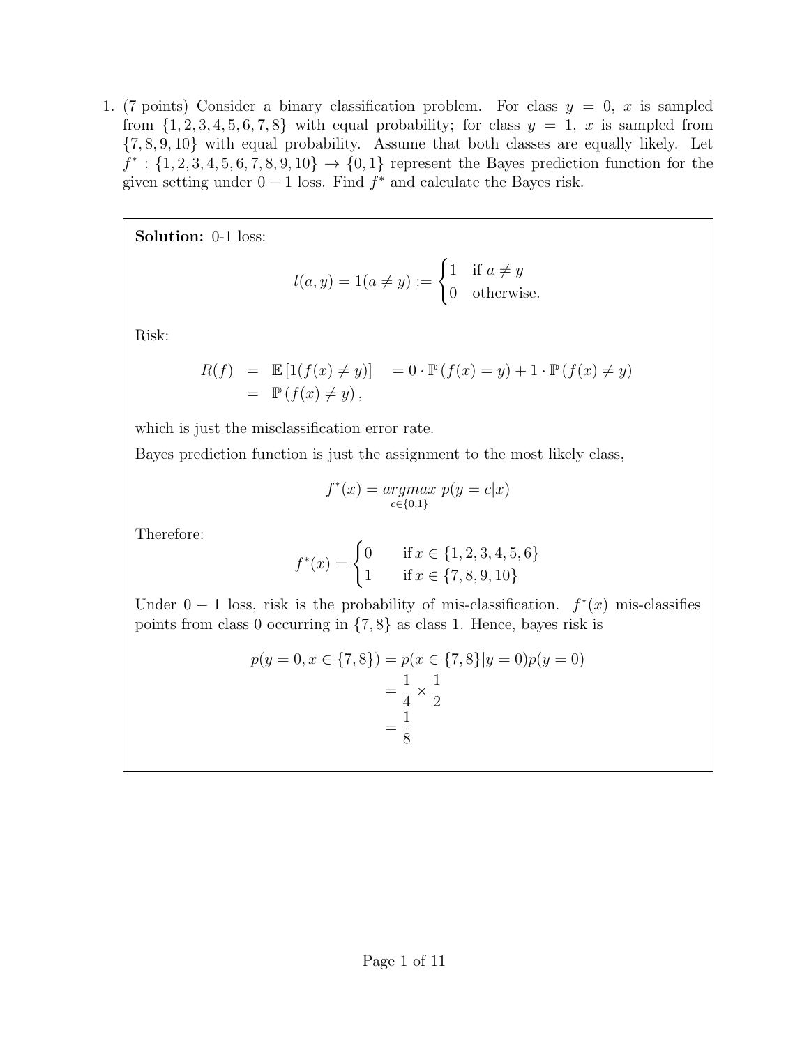1. (7 points) Consider a binary classification problem. For class $y = 0$, $x$ is sampled from $\{1, 2, 3, 4, 5, 6, 7, 8\}$ with equal probability; for class $y = 1$, $x$ is sampled from $\{7, 8, 9, 10\}$ with equal probability. Assume that both classes are equally likely. Let $f^* : \{1, 2, 3, 4, 5, 6, 7, 8, 9, 10\} \to \{0, 1\}$ represent the Bayes prediction function for the given setting under $0-1$ loss. Find $f^*$ and calculate the Bayes risk.

**Solution:** 0-1 loss:

$$l(a, y) = 1(a \neq y) := \begin{cases} 1 & \text{if } a \neq y \\ 0 & \text{otherwise.} \end{cases}$$

Risk:

$$\begin{aligned} R(f) &= \mathbb{E}\left[1(f(x) \neq y)\right] \quad = 0 \cdot \mathbb{P}\left(f(x) = y\right) + 1 \cdot \mathbb{P}\left(f(x) \neq y\right) \\ &= \mathbb{P}\left(f(x) \neq y\right), \end{aligned}$$

which is just the misclassification error rate.

Bayes prediction function is just the assignment to the most likely class,

$$f^*(x) = \underset{c \in \{0,1\}}{argmax} \; p(y = c|x)$$

Therefore:

$$f^*(x) = \begin{cases} 0 & \text{if } x \in \{1, 2, 3, 4, 5, 6\} \\ 1 & \text{if } x \in \{7, 8, 9, 10\} \end{cases}$$

Under $0-1$ loss, risk is the probability of mis-classification. $f^*(x)$ mis-classifies points from class 0 occurring in $\{7, 8\}$ as class 1. Hence, bayes risk is

$$\begin{aligned} p(y = 0, x \in \{7, 8\}) &= p(x \in \{7, 8\}|y = 0)p(y = 0) \\ &= \frac{1}{4} \times \frac{1}{2} \\ &= \frac{1}{8} \end{aligned}$$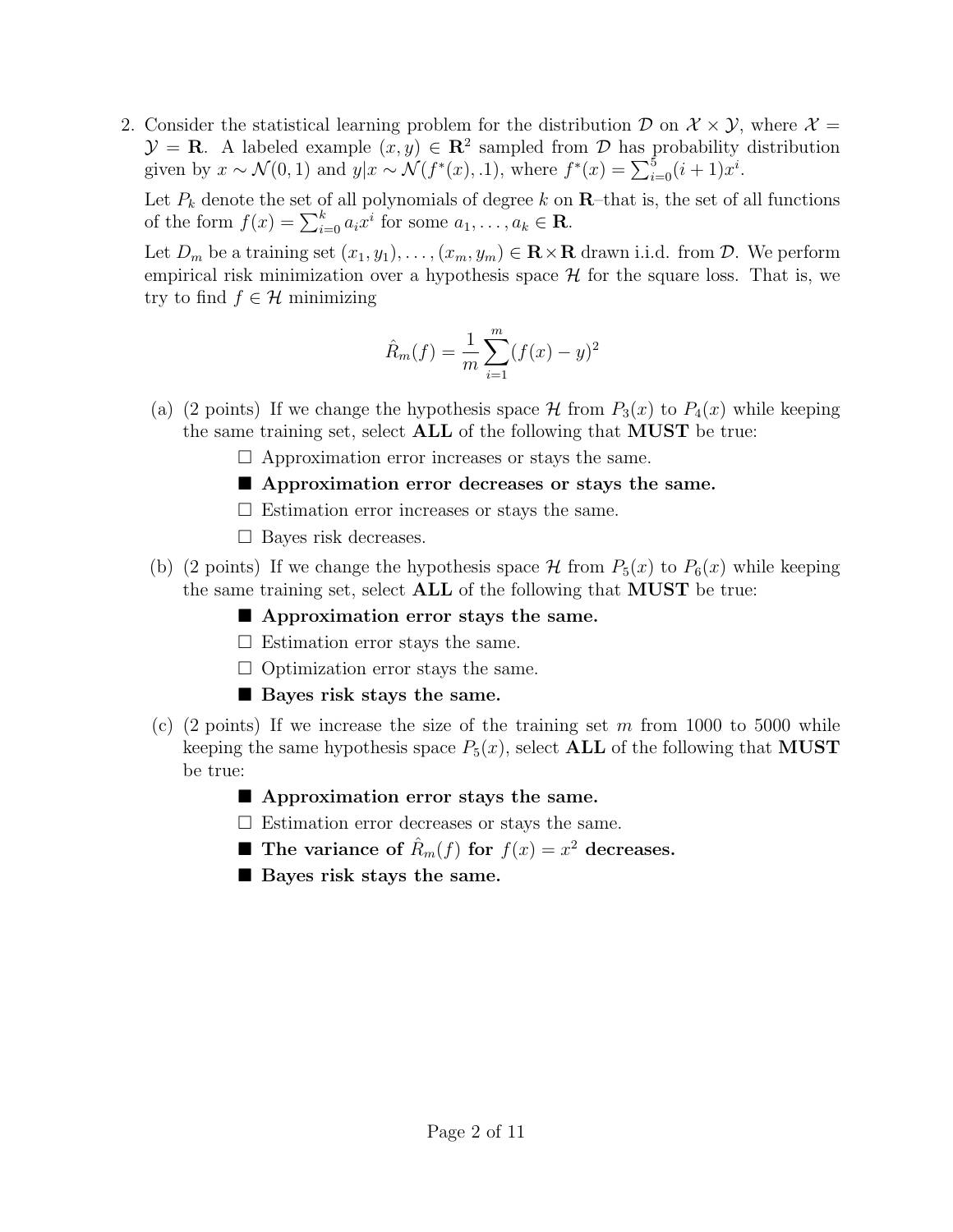2. Consider the statistical learning problem for the distribution $\mathcal{D}$ on $\mathcal{X} \times \mathcal{Y}$, where $\mathcal{X} = \mathcal{Y} = \mathbf{R}$. A labeled example $(x, y) \in \mathbf{R}^2$ sampled from $\mathcal{D}$ has probability distribution given by $x \sim \mathcal{N}(0, 1)$ and $y|x \sim \mathcal{N}(f^*(x), .1)$, where $f^*(x) = \sum_{i=0}^{5}(i+1)x^i$.

   Let $P_k$ denote the set of all polynomials of degree $k$ on $\mathbf{R}$–that is, the set of all functions of the form $f(x) = \sum_{i=0}^{k} a_i x^i$ for some $a_1, \ldots, a_k \in \mathbf{R}$.

   Let $D_m$ be a training set $(x_1, y_1), \ldots, (x_m, y_m) \in \mathbf{R} \times \mathbf{R}$ drawn i.i.d. from $\mathcal{D}$. We perform empirical risk minimization over a hypothesis space $\mathcal{H}$ for the square loss. That is, we try to find $f \in \mathcal{H}$ minimizing

$$\hat{R}_m(f) = \frac{1}{m}\sum_{i=1}^{m}(f(x) - y)^2$$

   (a) (2 points) If we change the hypothesis space $\mathcal{H}$ from $P_3(x)$ to $P_4(x)$ while keeping the same training set, select **ALL** of the following that **MUST** be true:

   - ☐ Approximation error increases or stays the same.
   - ■ **Approximation error decreases or stays the same.**
   - ☐ Estimation error increases or stays the same.
   - ☐ Bayes risk decreases.

   (b) (2 points) If we change the hypothesis space $\mathcal{H}$ from $P_5(x)$ to $P_6(x)$ while keeping the same training set, select **ALL** of the following that **MUST** be true:

   - ■ **Approximation error stays the same.**
   - ☐ Estimation error stays the same.
   - ☐ Optimization error stays the same.
   - ■ **Bayes risk stays the same.**

   (c) (2 points) If we increase the size of the training set $m$ from 1000 to 5000 while keeping the same hypothesis space $P_5(x)$, select **ALL** of the following that **MUST** be true:

   - ■ **Approximation error stays the same.**
   - ☐ Estimation error decreases or stays the same.
   - ■ **The variance of $\hat{R}_m(f)$ for $f(x) = x^2$ decreases.**
   - ■ **Bayes risk stays the same.**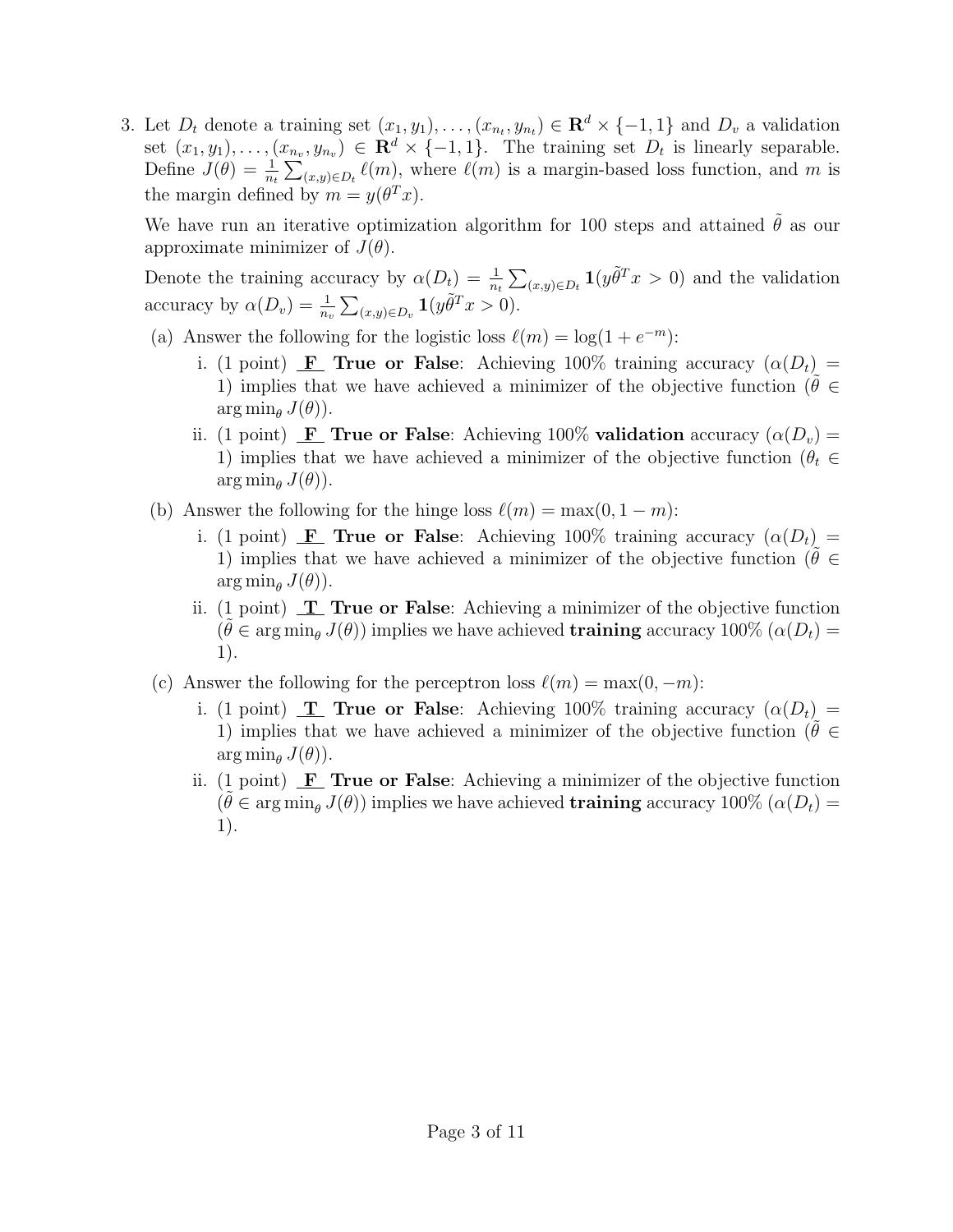3. Let $D_t$ denote a training set $(x_1, y_1), \ldots, (x_{n_t}, y_{n_t}) \in \mathbf{R}^d \times \{-1, 1\}$ and $D_v$ a validation set $(x_1, y_1), \ldots, (x_{n_v}, y_{n_v}) \in \mathbf{R}^d \times \{-1, 1\}$. The training set $D_t$ is linearly separable. Define $J(\theta) = \frac{1}{n_t} \sum_{(x,y) \in D_t} \ell(m)$, where $\ell(m)$ is a margin-based loss function, and $m$ is the margin defined by $m = y(\theta^T x)$.

   We have run an iterative optimization algorithm for 100 steps and attained $\tilde{\theta}$ as our approximate minimizer of $J(\theta)$.

   Denote the training accuracy by $\alpha(D_t) = \frac{1}{n_t} \sum_{(x,y) \in D_t} \mathbf{1}(y\tilde{\theta}^T x > 0)$ and the validation accuracy by $\alpha(D_v) = \frac{1}{n_v} \sum_{(x,y) \in D_v} \mathbf{1}(y\tilde{\theta}^T x > 0)$.

   (a) Answer the following for the logistic loss $\ell(m) = \log(1 + e^{-m})$:

      i. (1 point) **F** **True or False**: Achieving 100% training accuracy ($\alpha(D_t) = 1$) implies that we have achieved a minimizer of the objective function ($\tilde{\theta} \in \arg\min_\theta J(\theta)$).

      ii. (1 point) **F** **True or False**: Achieving 100% **validation** accuracy ($\alpha(D_v) = 1$) implies that we have achieved a minimizer of the objective function ($\theta_t \in \arg\min_\theta J(\theta)$).

   (b) Answer the following for the hinge loss $\ell(m) = \max(0, 1 - m)$:

      i. (1 point) **F** **True or False**: Achieving 100% training accuracy ($\alpha(D_t) = 1$) implies that we have achieved a minimizer of the objective function ($\tilde{\theta} \in \arg\min_\theta J(\theta)$).

      ii. (1 point) **T** **True or False**: Achieving a minimizer of the objective function ($\tilde{\theta} \in \arg\min_\theta J(\theta)$) implies we have achieved **training** accuracy 100% ($\alpha(D_t) = 1$).

   (c) Answer the following for the perceptron loss $\ell(m) = \max(0, -m)$:

      i. (1 point) **T** **True or False**: Achieving 100% training accuracy ($\alpha(D_t) = 1$) implies that we have achieved a minimizer of the objective function ($\tilde{\theta} \in \arg\min_\theta J(\theta)$).

      ii. (1 point) **F** **True or False**: Achieving a minimizer of the objective function ($\tilde{\theta} \in \arg\min_\theta J(\theta)$) implies we have achieved **training** accuracy 100% ($\alpha(D_t) = 1$).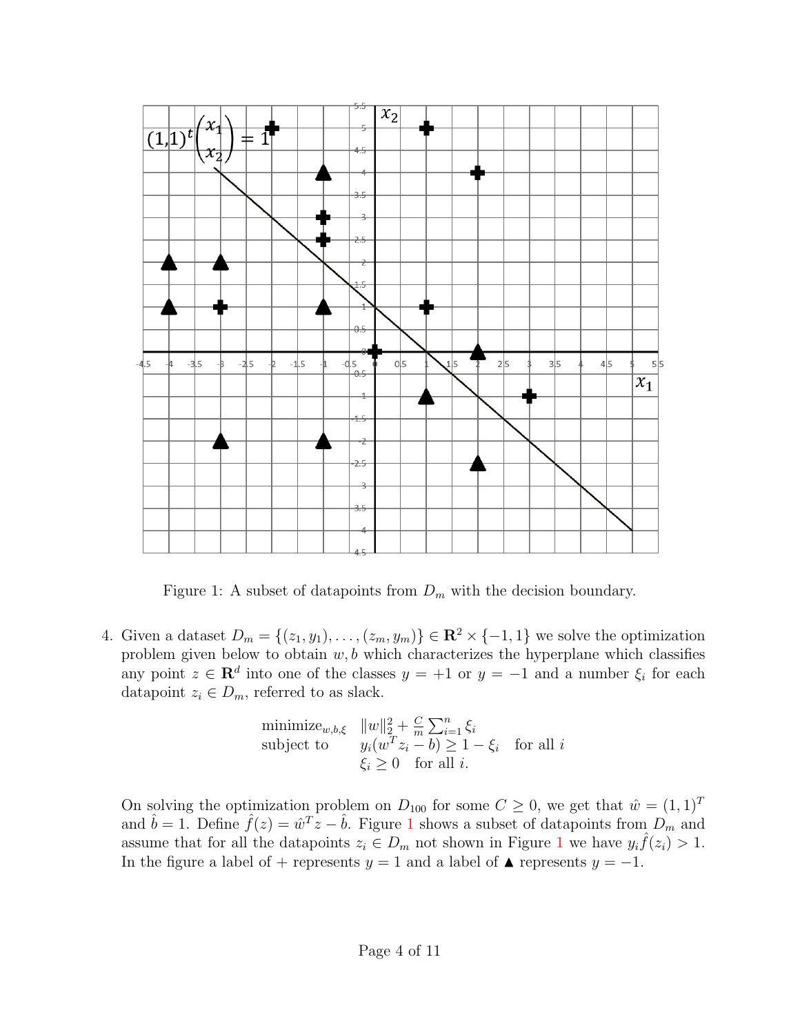Figure 1: A subset of datapoints from $D_m$ with the decision boundary.

4. Given a dataset $D_m = \{(z_1, y_1), \ldots, (z_m, y_m)\} \in \mathbf{R}^2 \times \{-1, 1\}$ we solve the optimization problem given below to obtain $w, b$ which characterizes the hyperplane which classifies any point $z \in \mathbf{R}^d$ into one of the classes $y = +1$ or $y = -1$ and a number $\xi_i$ for each datapoint $z_i \in D_m$, referred to as slack.

$$
\begin{aligned}
\text{minimize}_{w,b,\xi} \quad & \|w\|_2^2 + \frac{C}{m}\sum_{i=1}^{n} \xi_i \\
\text{subject to} \quad & y_i(w^T z_i - b) \geq 1 - \xi_i \quad \text{for all } i \\
& \xi_i \geq 0 \quad \text{for all } i.
\end{aligned}
$$

On solving the optimization problem on $D_{100}$ for some $C \geq 0$, we get that $\hat{w} = (1,1)^T$ and $\hat{b} = 1$. Define $\hat{f}(z) = \hat{w}^T z - \hat{b}$. Figure 1 shows a subset of datapoints from $D_m$ and assume that for all the datapoints $z_i \in D_m$ not shown in Figure 1 we have $y_i \hat{f}(z_i) > 1$. In the figure a label of $+$ represents $y = 1$ and a label of ▲ represents $y = -1$.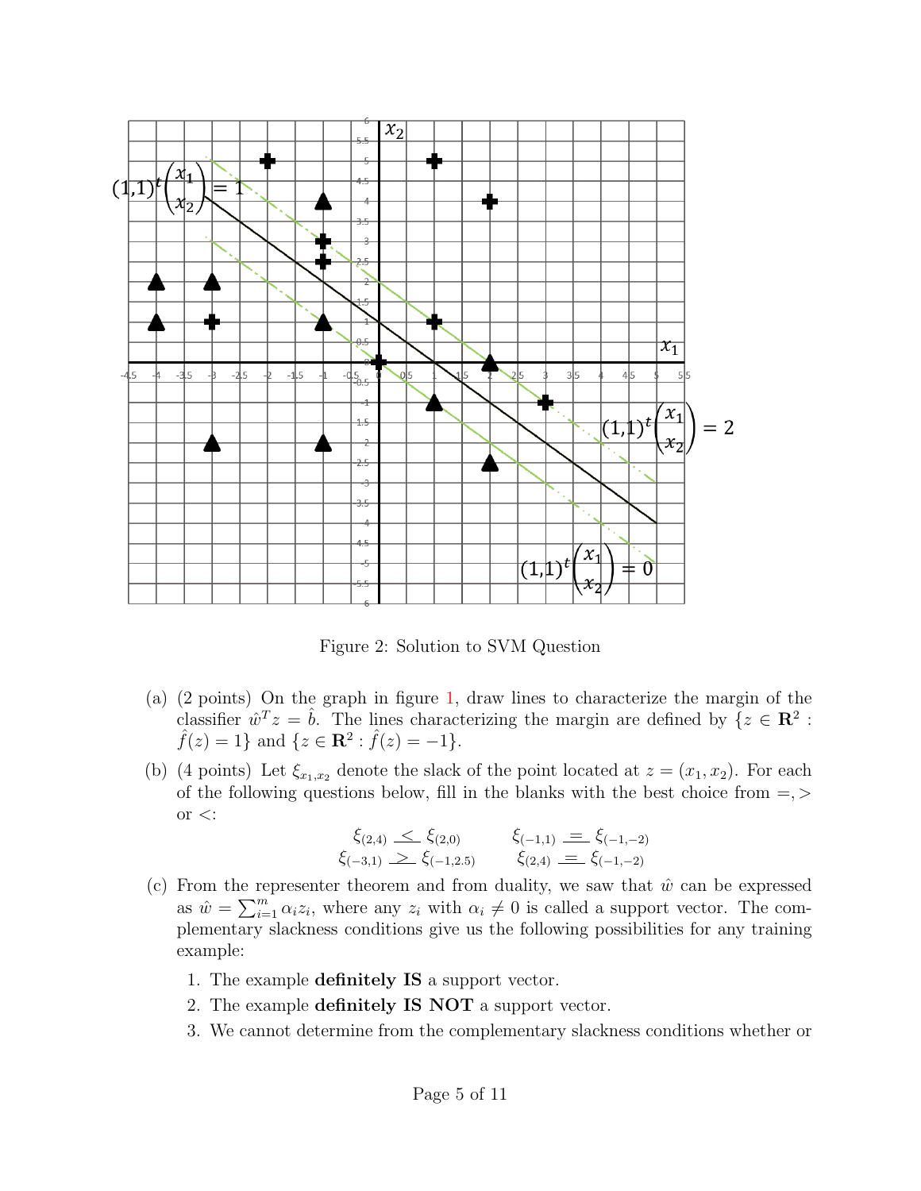Figure 2: Solution to SVM Question

(a) (2 points) On the graph in figure 1, draw lines to characterize the margin of the classifier $\hat{w}^T z = \hat{b}$. The lines characterizing the margin are defined by $\{z \in \mathbf{R}^2 : \hat{f}(z) = 1\}$ and $\{z \in \mathbf{R}^2 : \hat{f}(z) = -1\}$.

(b) (4 points) Let $\xi_{x_1,x_2}$ denote the slack of the point located at $z = (x_1, x_2)$. For each of the following questions below, fill in the blanks with the best choice from $=, >$ or $<$:

$$\xi_{(2,4)} \underline{\ <\ } \xi_{(2,0)} \qquad \xi_{(-1,1)} \underline{\ =\ } \xi_{(-1,-2)}$$

$$\xi_{(-3,1)} \underline{\ >\ } \xi_{(-1,2.5)} \qquad \xi_{(2,4)} \underline{\ =\ } \xi_{(-1,-2)}$$

(c) From the representer theorem and from duality, we saw that $\hat{w}$ can be expressed as $\hat{w} = \sum_{i=1}^{m} \alpha_i z_i$, where any $z_i$ with $\alpha_i \neq 0$ is called a support vector. The complementary slackness conditions give us the following possibilities for any training example:

1. The example **definitely IS** a support vector.
2. The example **definitely IS NOT** a support vector.
3. We cannot determine from the complementary slackness conditions whether or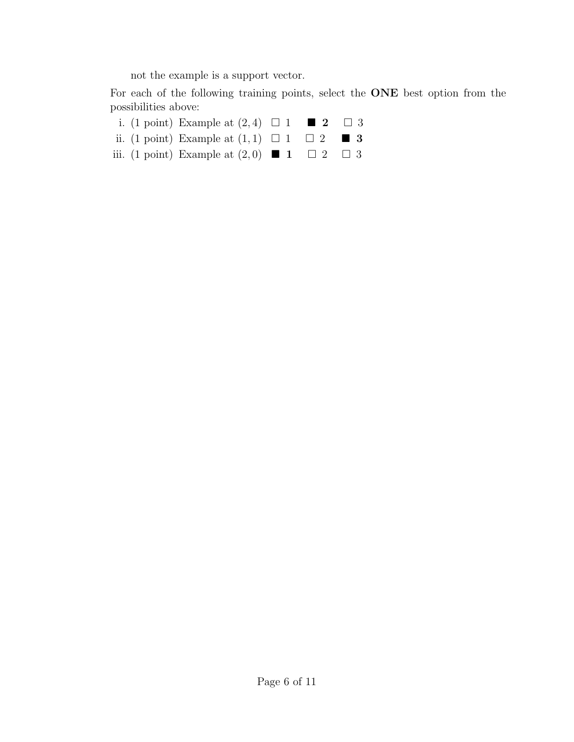not the example is a support vector.

For each of the following training points, select the **ONE** best option from the possibilities above:

i. (1 point) Example at $(2, 4)$ ☐ 1 ■ **2** ☐ 3

ii. (1 point) Example at $(1, 1)$ ☐ 1 ☐ 2 ■ **3**

iii. (1 point) Example at $(2, 0)$ ■ **1** ☐ 2 ☐ 3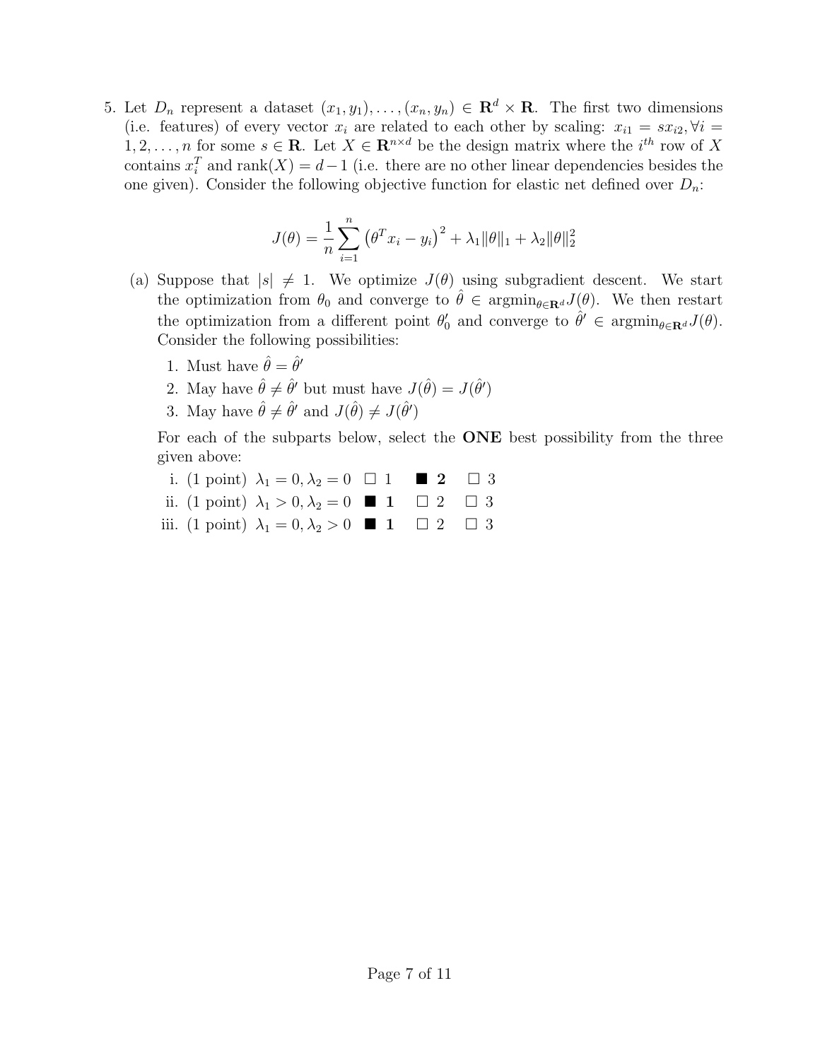5. Let $D_n$ represent a dataset $(x_1, y_1), \ldots, (x_n, y_n) \in \mathbf{R}^d \times \mathbf{R}$. The first two dimensions (i.e. features) of every vector $x_i$ are related to each other by scaling: $x_{i1} = sx_{i2}, \forall i = 1, 2, \ldots, n$ for some $s \in \mathbf{R}$. Let $X \in \mathbf{R}^{n \times d}$ be the design matrix where the $i^{th}$ row of $X$ contains $x_i^T$ and $\text{rank}(X) = d - 1$ (i.e. there are no other linear dependencies besides the one given). Consider the following objective function for elastic net defined over $D_n$:

$$J(\theta) = \frac{1}{n} \sum_{i=1}^{n} \left( \theta^T x_i - y_i \right)^2 + \lambda_1 \|\theta\|_1 + \lambda_2 \|\theta\|_2^2$$

(a) Suppose that $|s| \neq 1$. We optimize $J(\theta)$ using subgradient descent. We start the optimization from $\theta_0$ and converge to $\hat{\theta} \in \text{argmin}_{\theta \in \mathbf{R}^d} J(\theta)$. We then restart the optimization from a different point $\theta_0'$ and converge to $\hat{\theta}' \in \text{argmin}_{\theta \in \mathbf{R}^d} J(\theta)$. Consider the following possibilities:

1. Must have $\hat{\theta} = \hat{\theta}'$
2. May have $\hat{\theta} \neq \hat{\theta}'$ but must have $J(\hat{\theta}) = J(\hat{\theta}')$
3. May have $\hat{\theta} \neq \hat{\theta}'$ and $J(\hat{\theta}) \neq J(\hat{\theta}')$

For each of the subparts below, select the **ONE** best possibility from the three given above:

i. (1 point) $\lambda_1 = 0, \lambda_2 = 0$ ☐ 1 ■ **2** ☐ 3

ii. (1 point) $\lambda_1 > 0, \lambda_2 = 0$ ■ **1** ☐ 2 ☐ 3

iii. (1 point) $\lambda_1 = 0, \lambda_2 > 0$ ■ **1** ☐ 2 ☐ 3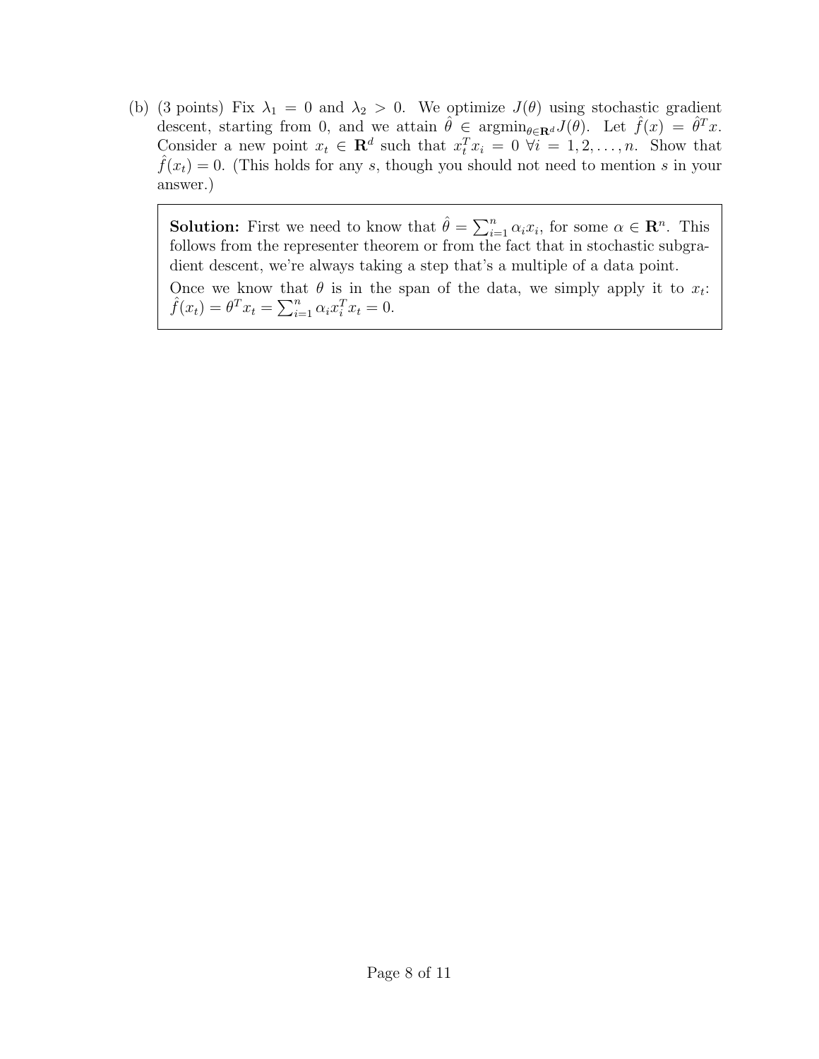(b) (3 points) Fix $\lambda_1 = 0$ and $\lambda_2 > 0$. We optimize $J(\theta)$ using stochastic gradient descent, starting from 0, and we attain $\hat{\theta} \in \text{argmin}_{\theta \in \mathbf{R}^d} J(\theta)$. Let $\hat{f}(x) = \hat{\theta}^T x$. Consider a new point $x_t \in \mathbf{R}^d$ such that $x_t^T x_i = 0 \ \forall i = 1, 2, \ldots, n$. Show that $\hat{f}(x_t) = 0$. (This holds for any $s$, though you should not need to mention $s$ in your answer.)

> **Solution:** First we need to know that $\hat{\theta} = \sum_{i=1}^n \alpha_i x_i$, for some $\alpha \in \mathbf{R}^n$. This follows from the representer theorem or from the fact that in stochastic subgradient descent, we're always taking a step that's a multiple of a data point.
>
> Once we know that $\theta$ is in the span of the data, we simply apply it to $x_t$: $\hat{f}(x_t) = \theta^T x_t = \sum_{i=1}^n \alpha_i x_i^T x_t = 0$.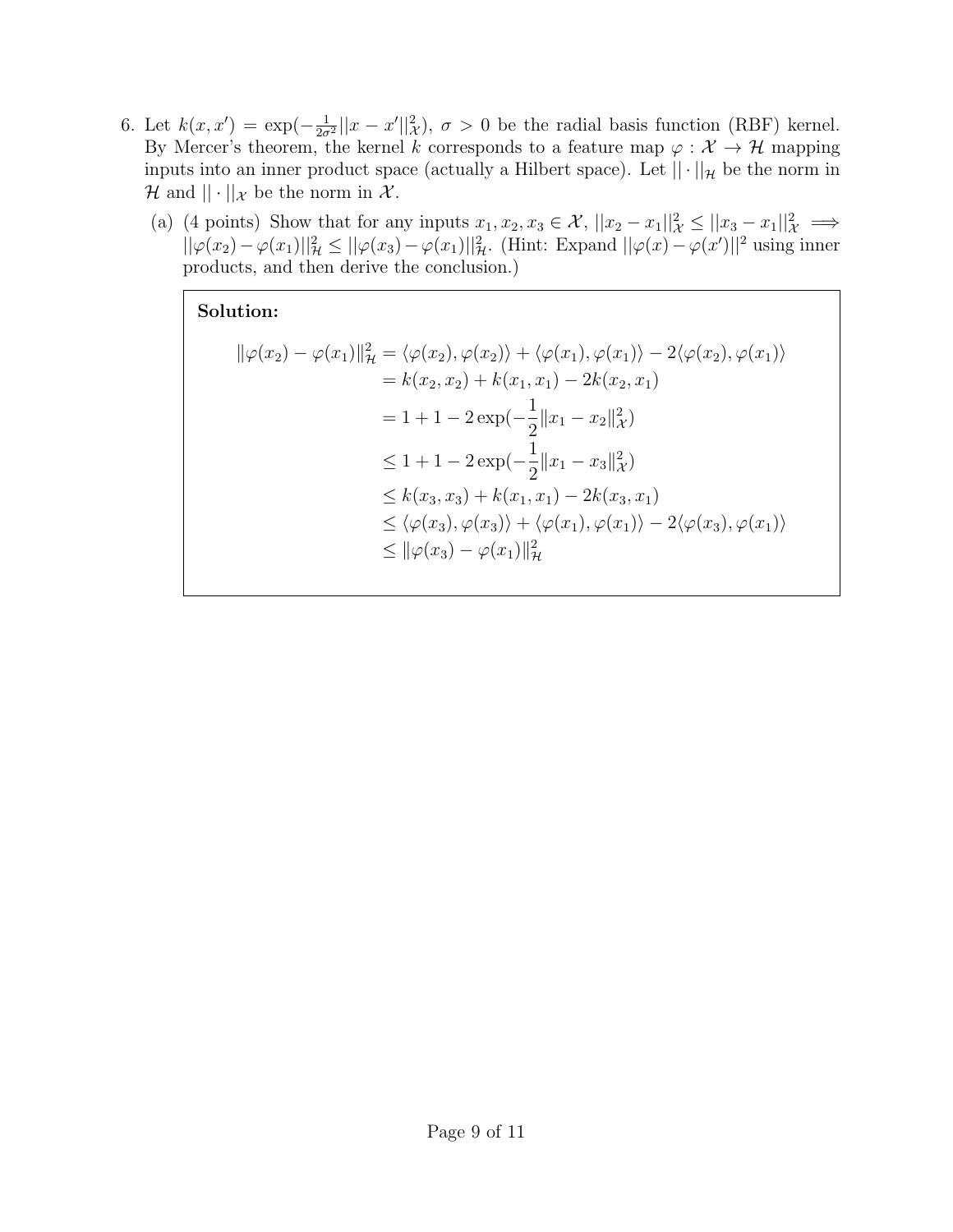6. Let $k(x, x') = \exp(-\frac{1}{2\sigma^2}||x - x'||^2_{\mathcal{X}})$, $\sigma > 0$ be the radial basis function (RBF) kernel. By Mercer's theorem, the kernel $k$ corresponds to a feature map $\varphi : \mathcal{X} \to \mathcal{H}$ mapping inputs into an inner product space (actually a Hilbert space). Let $|| \cdot ||_{\mathcal{H}}$ be the norm in $\mathcal{H}$ and $|| \cdot ||_{\mathcal{X}}$ be the norm in $\mathcal{X}$.

   (a) (4 points) Show that for any inputs $x_1, x_2, x_3 \in \mathcal{X}$, $||x_2 - x_1||^2_{\mathcal{X}} \le ||x_3 - x_1||^2_{\mathcal{X}} \implies ||\varphi(x_2) - \varphi(x_1)||^2_{\mathcal{H}} \le ||\varphi(x_3) - \varphi(x_1)||^2_{\mathcal{H}}$. (Hint: Expand $||\varphi(x) - \varphi(x')||^2$ using inner products, and then derive the conclusion.)

   **Solution:**

$$
\begin{aligned}
\|\varphi(x_2) - \varphi(x_1)\|^2_{\mathcal{H}} &= \langle \varphi(x_2), \varphi(x_2) \rangle + \langle \varphi(x_1), \varphi(x_1) \rangle - 2\langle \varphi(x_2), \varphi(x_1) \rangle \\
&= k(x_2, x_2) + k(x_1, x_1) - 2k(x_2, x_1) \\
&= 1 + 1 - 2\exp(-\frac{1}{2}\|x_1 - x_2\|^2_{\mathcal{X}}) \\
&\le 1 + 1 - 2\exp(-\frac{1}{2}\|x_1 - x_3\|^2_{\mathcal{X}}) \\
&\le k(x_3, x_3) + k(x_1, x_1) - 2k(x_3, x_1) \\
&\le \langle \varphi(x_3), \varphi(x_3) \rangle + \langle \varphi(x_1), \varphi(x_1) \rangle - 2\langle \varphi(x_3), \varphi(x_1) \rangle \\
&\le \|\varphi(x_3) - \varphi(x_1)\|^2_{\mathcal{H}}
\end{aligned}
$$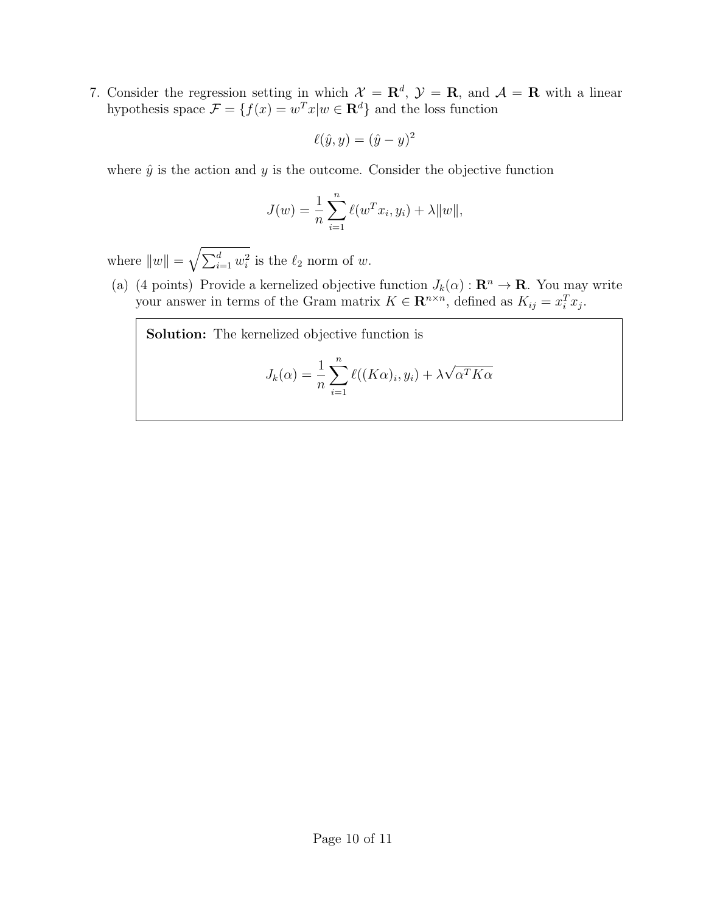7. Consider the regression setting in which $\mathcal{X} = \mathbf{R}^d$, $\mathcal{Y} = \mathbf{R}$, and $\mathcal{A} = \mathbf{R}$ with a linear hypothesis space $\mathcal{F} = \{f(x) = w^T x | w \in \mathbf{R}^d\}$ and the loss function

$$\ell(\hat{y}, y) = (\hat{y} - y)^2$$

where $\hat{y}$ is the action and $y$ is the outcome. Consider the objective function

$$J(w) = \frac{1}{n} \sum_{i=1}^{n} \ell(w^T x_i, y_i) + \lambda \|w\|,$$

where $\|w\| = \sqrt{\sum_{i=1}^{d} w_i^2}$ is the $\ell_2$ norm of $w$.

(a) (4 points) Provide a kernelized objective function $J_k(\alpha) : \mathbf{R}^n \to \mathbf{R}$. You may write your answer in terms of the Gram matrix $K \in \mathbf{R}^{n \times n}$, defined as $K_{ij} = x_i^T x_j$.

**Solution:** The kernelized objective function is

$$J_k(\alpha) = \frac{1}{n} \sum_{i=1}^{n} \ell((K\alpha)_i, y_i) + \lambda \sqrt{\alpha^T K \alpha}$$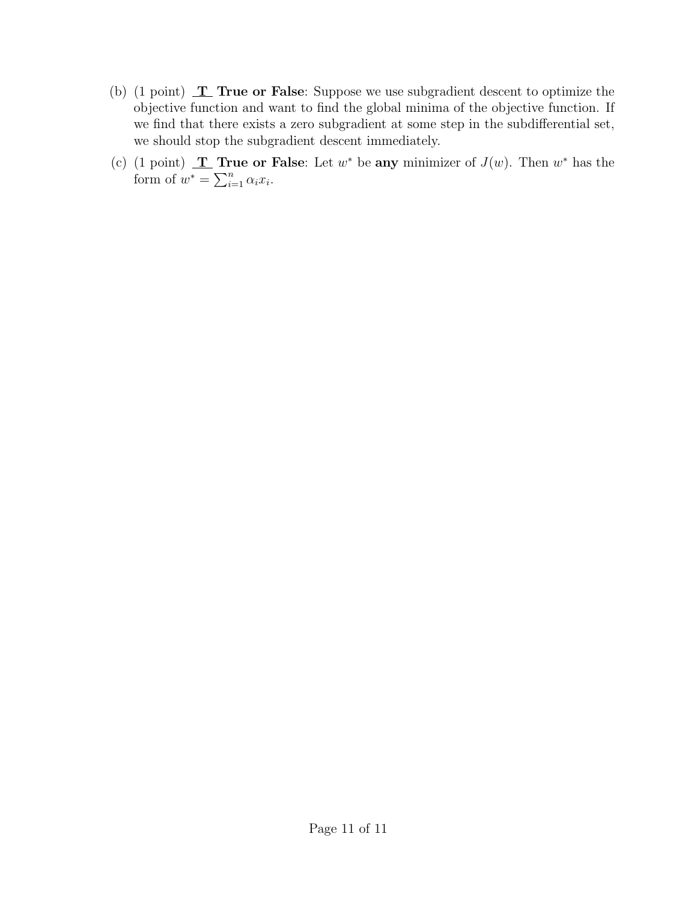(b) (1 point) **<u>T</u>** **True or False**: Suppose we use subgradient descent to optimize the objective function and want to find the global minima of the objective function. If we find that there exists a zero subgradient at some step in the subdifferential set, we should stop the subgradient descent immediately.

(c) (1 point) **<u>T</u>** **True or False**: Let $w^*$ be **any** minimizer of $J(w)$. Then $w^*$ has the form of $w^* = \sum_{i=1}^{n} \alpha_i x_i$.